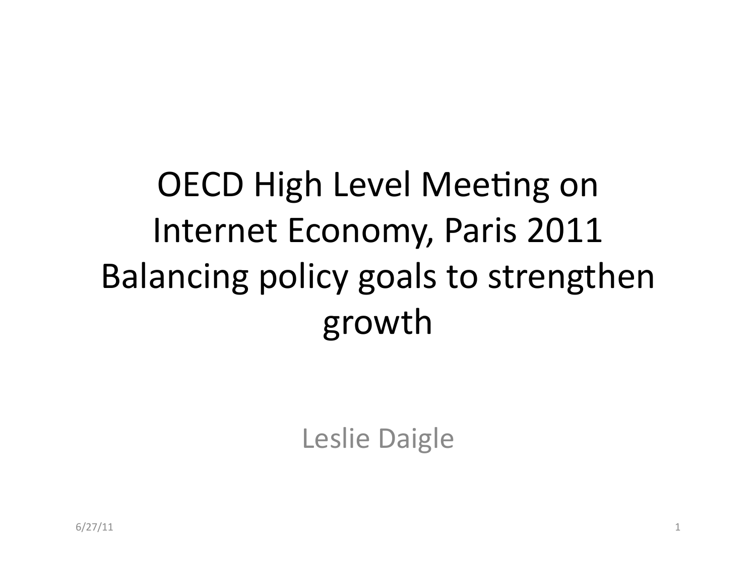# OECD High Level Meeting on Internet Economy, Paris 2011 Balancing policy goals to strengthen growth

Leslie Daigle

6/27/11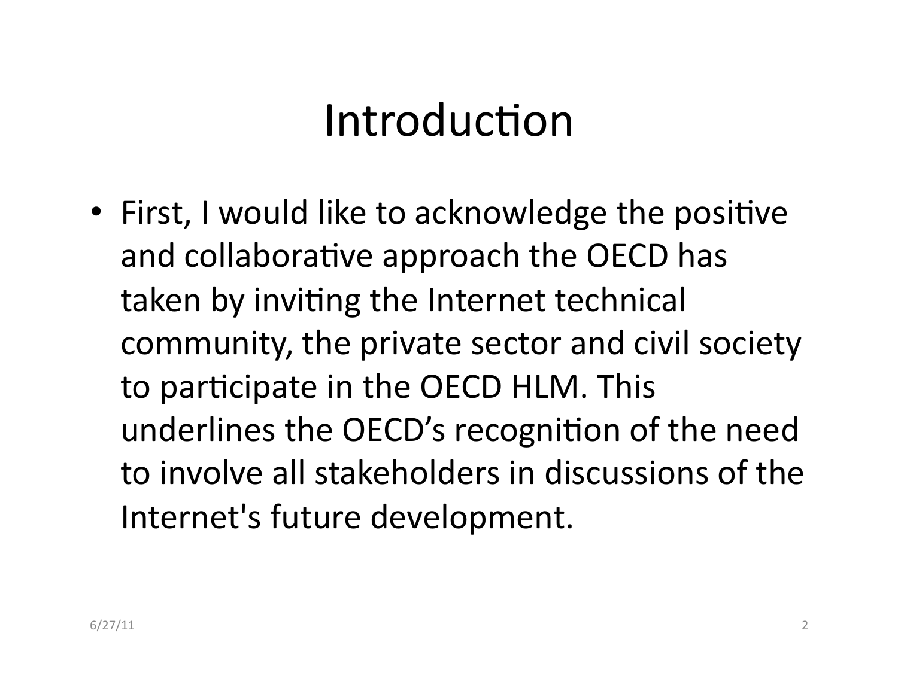# Introduction

- First, I would like to acknowledge the positive and collaborative approach the OECD has taken by inviting the Internet technical community, the private sector and civil society to participate in the OECD HLM. This underlines the OECD's recognition of the need to involve all stakeholders in discussions of the Internet's future development.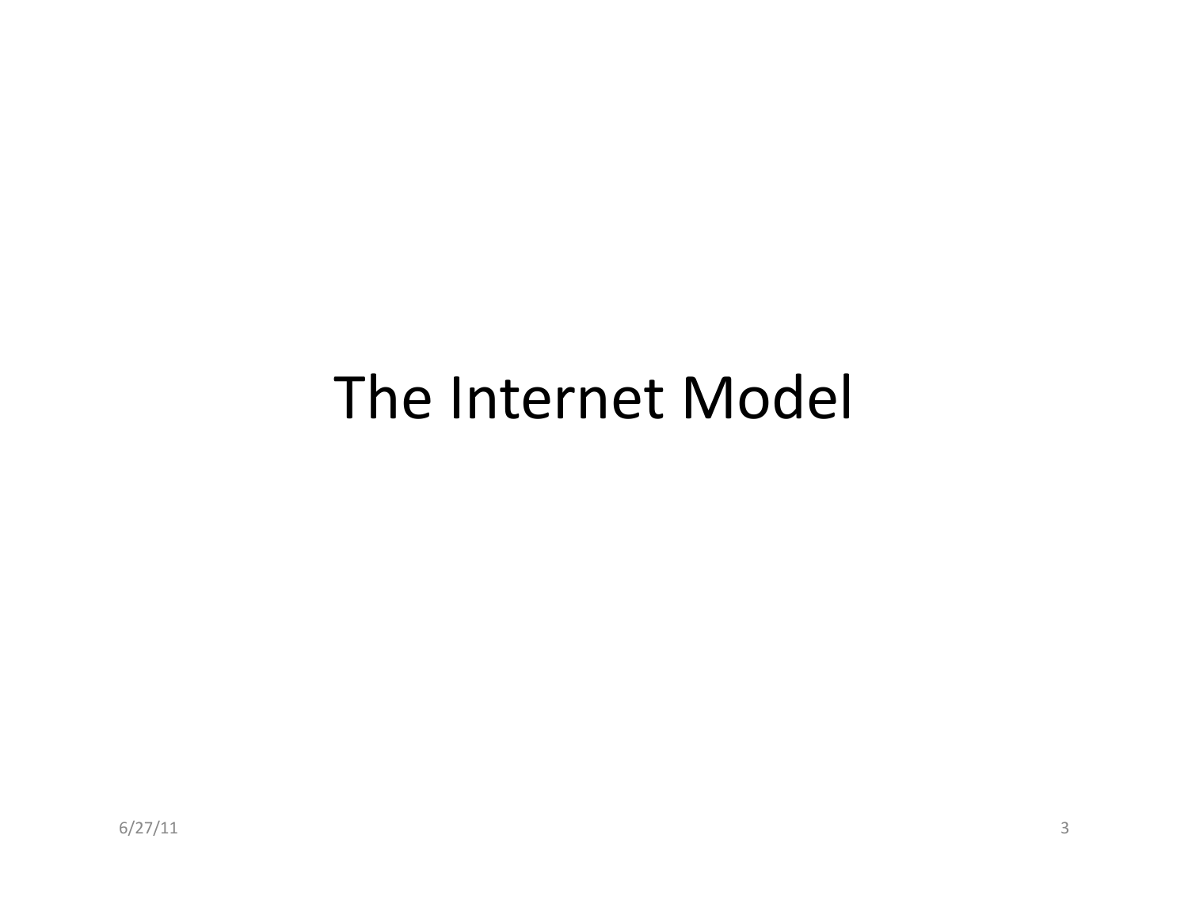# The Internet Model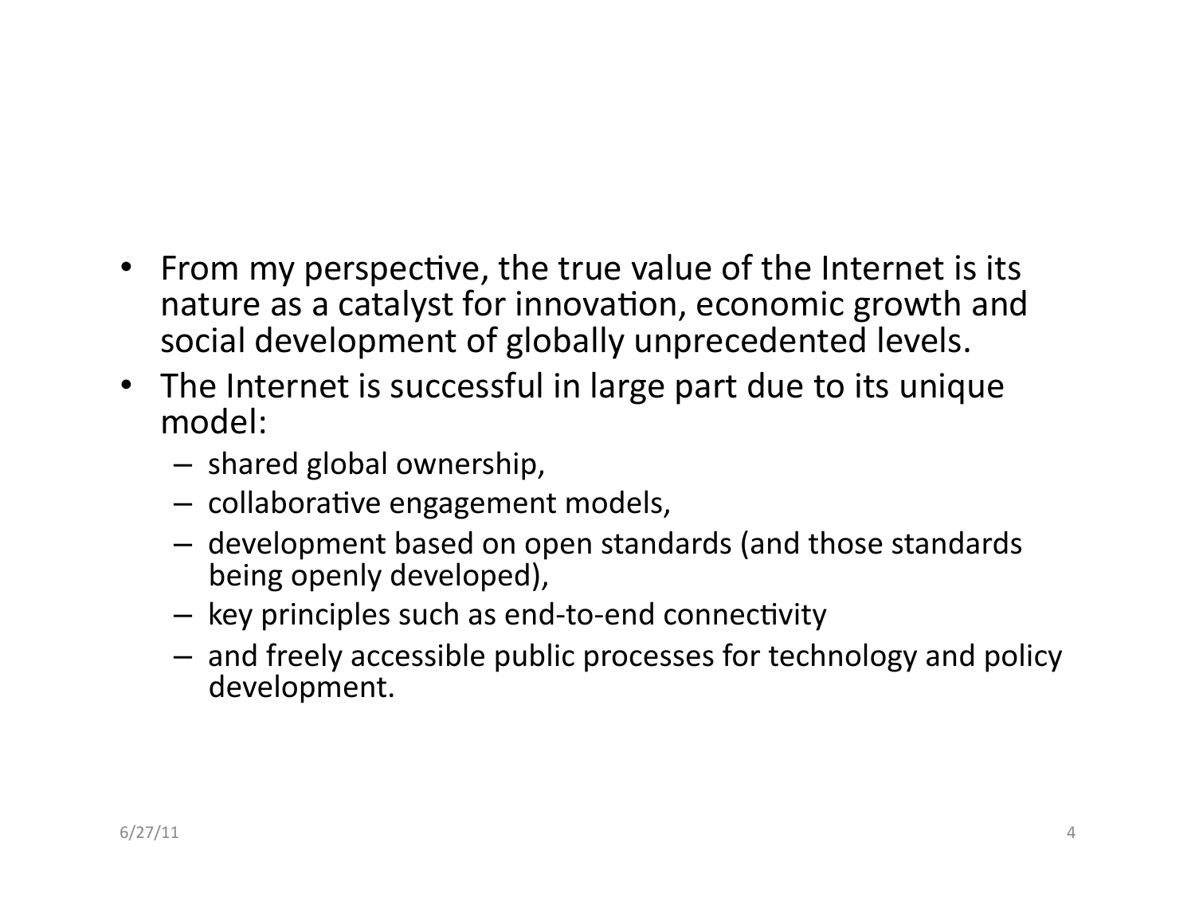- From my perspective, the true value of the Internet is its nature as a catalyst for innovation, economic growth and social development of globally unprecedented levels.
- The Internet is successful in large part due to its unique model:
  - shared global ownership,
  - collaborative engagement models,
  - development based on open standards (and those standards being openly developed),
  - key principles such as end-to-end connectivity
  - and freely accessible public processes for technology and policy development.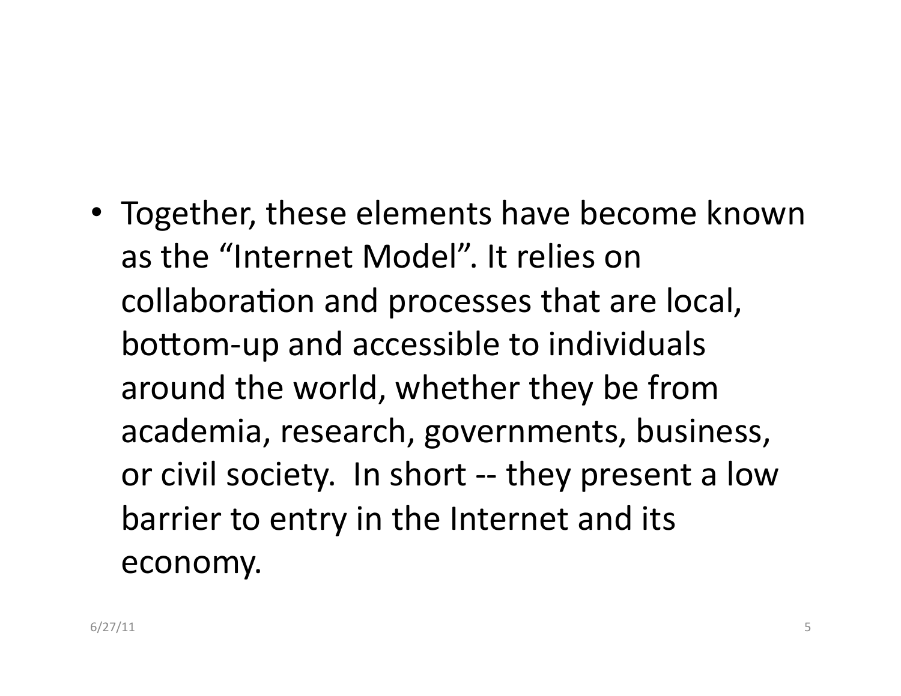- Together, these elements have become known as the "Internet Model". It relies on collaboration and processes that are local, bottom-up and accessible to individuals around the world, whether they be from academia, research, governments, business, or civil society. In short -- they present a low barrier to entry in the Internet and its economy.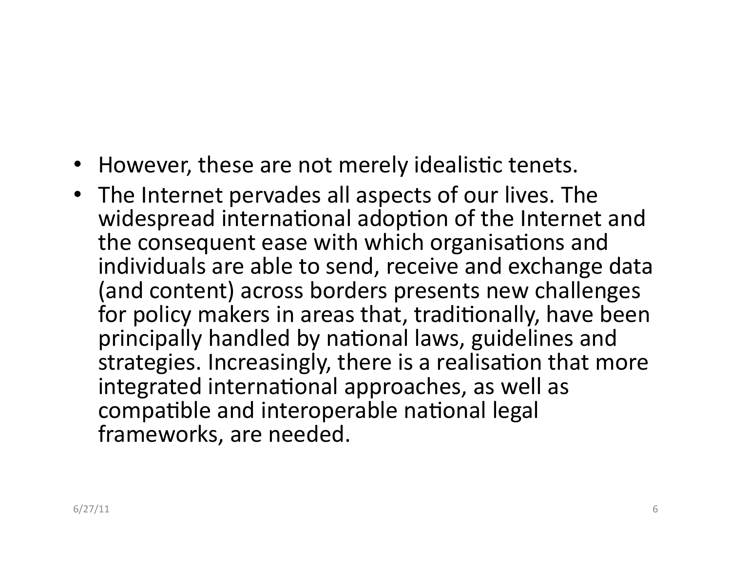- However, these are not merely idealistic tenets.
- The Internet pervades all aspects of our lives. The widespread international adoption of the Internet and the consequent ease with which organisations and individuals are able to send, receive and exchange data (and content) across borders presents new challenges for policy makers in areas that, traditionally, have been principally handled by national laws, guidelines and strategies. Increasingly, there is a realisation that more integrated international approaches, as well as compatible and interoperable national legal frameworks, are needed.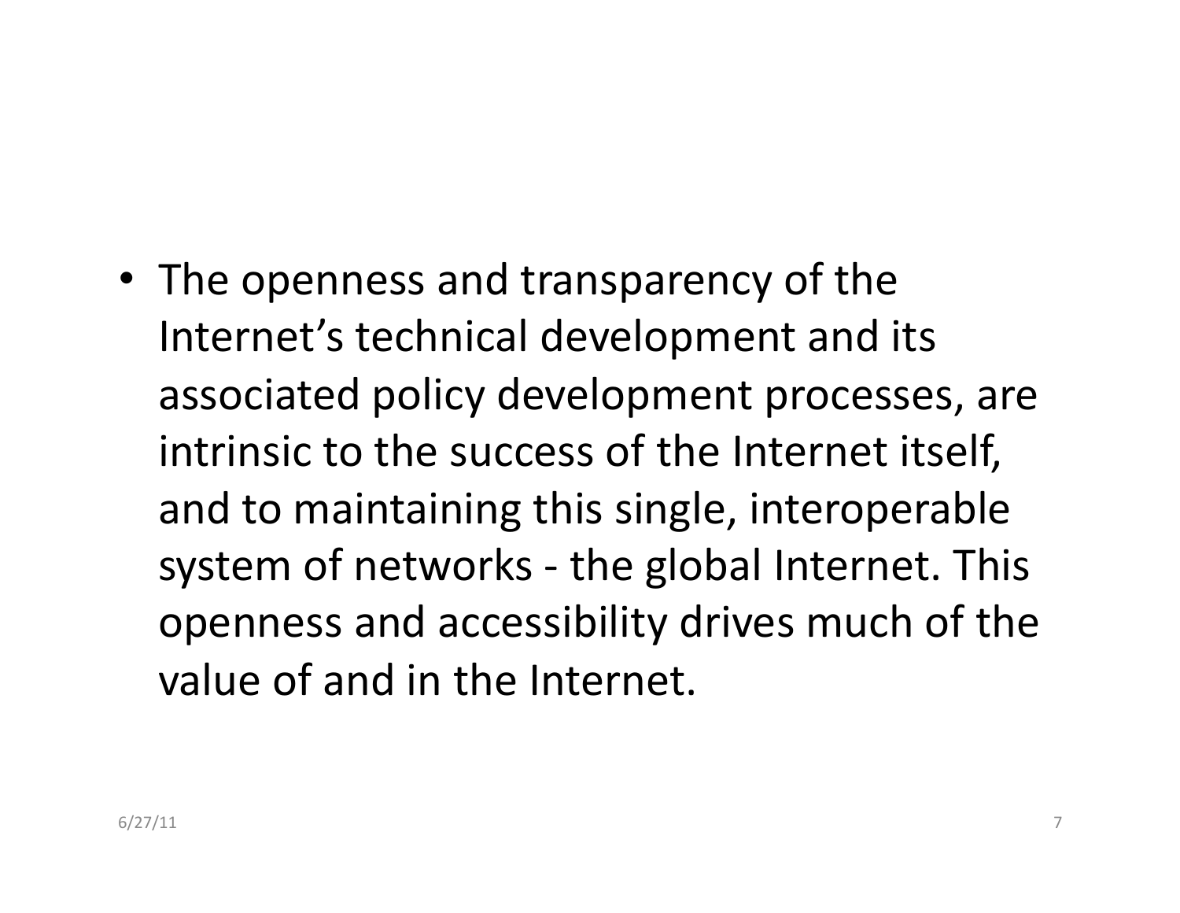- The openness and transparency of the Internet's technical development and its associated policy development processes, are intrinsic to the success of the Internet itself, and to maintaining this single, interoperable system of networks - the global Internet. This openness and accessibility drives much of the value of and in the Internet.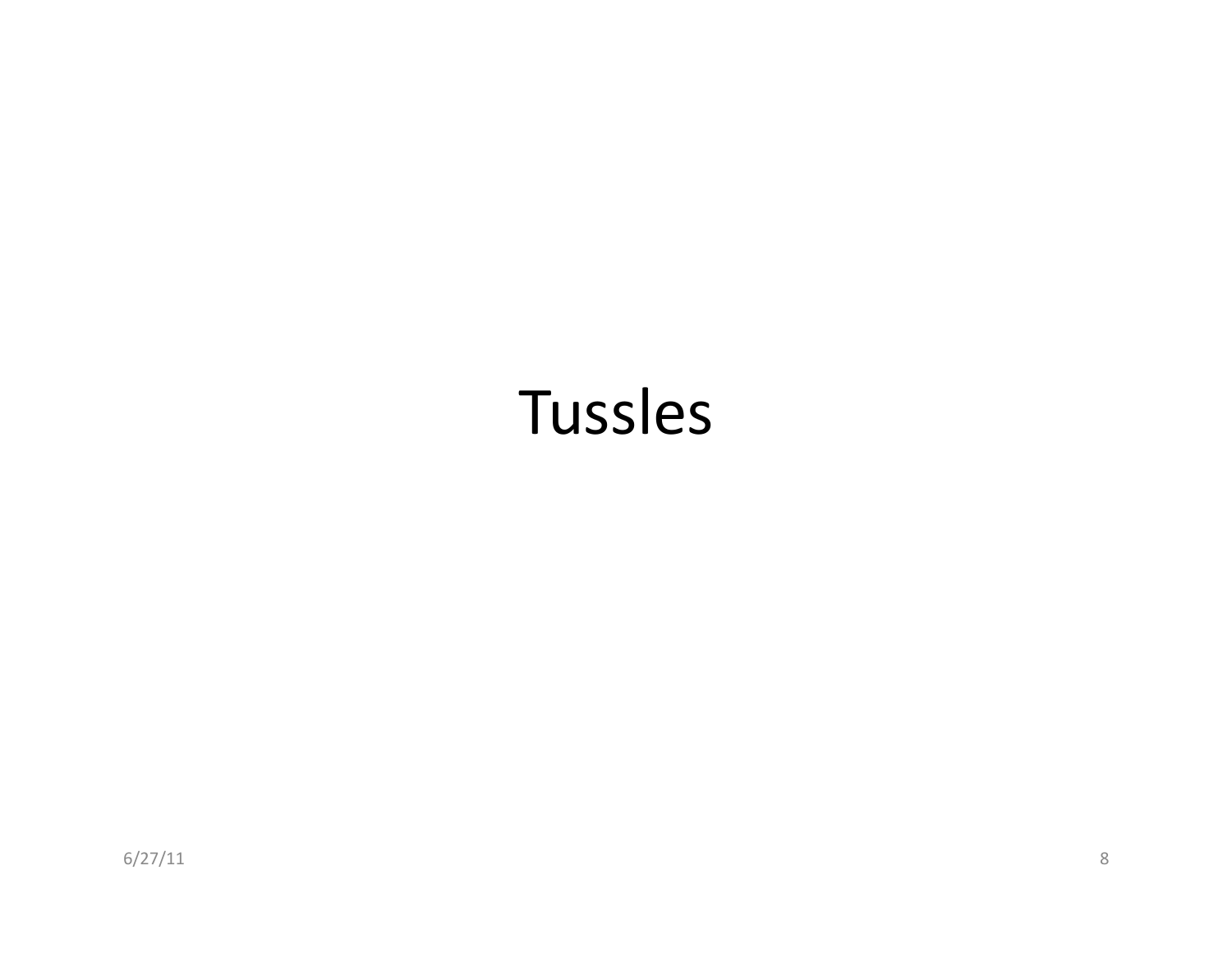# Tussles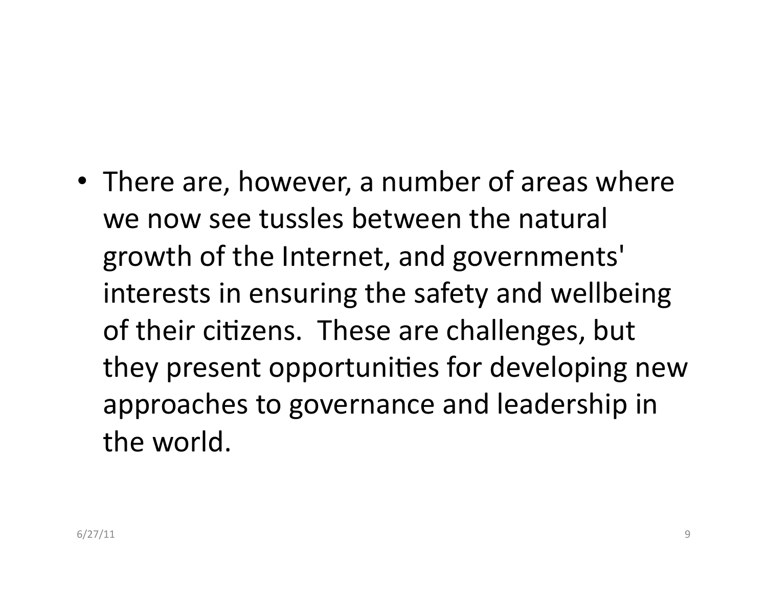- There are, however, a number of areas where we now see tussles between the natural growth of the Internet, and governments' interests in ensuring the safety and wellbeing of their citizens. These are challenges, but they present opportunities for developing new approaches to governance and leadership in the world.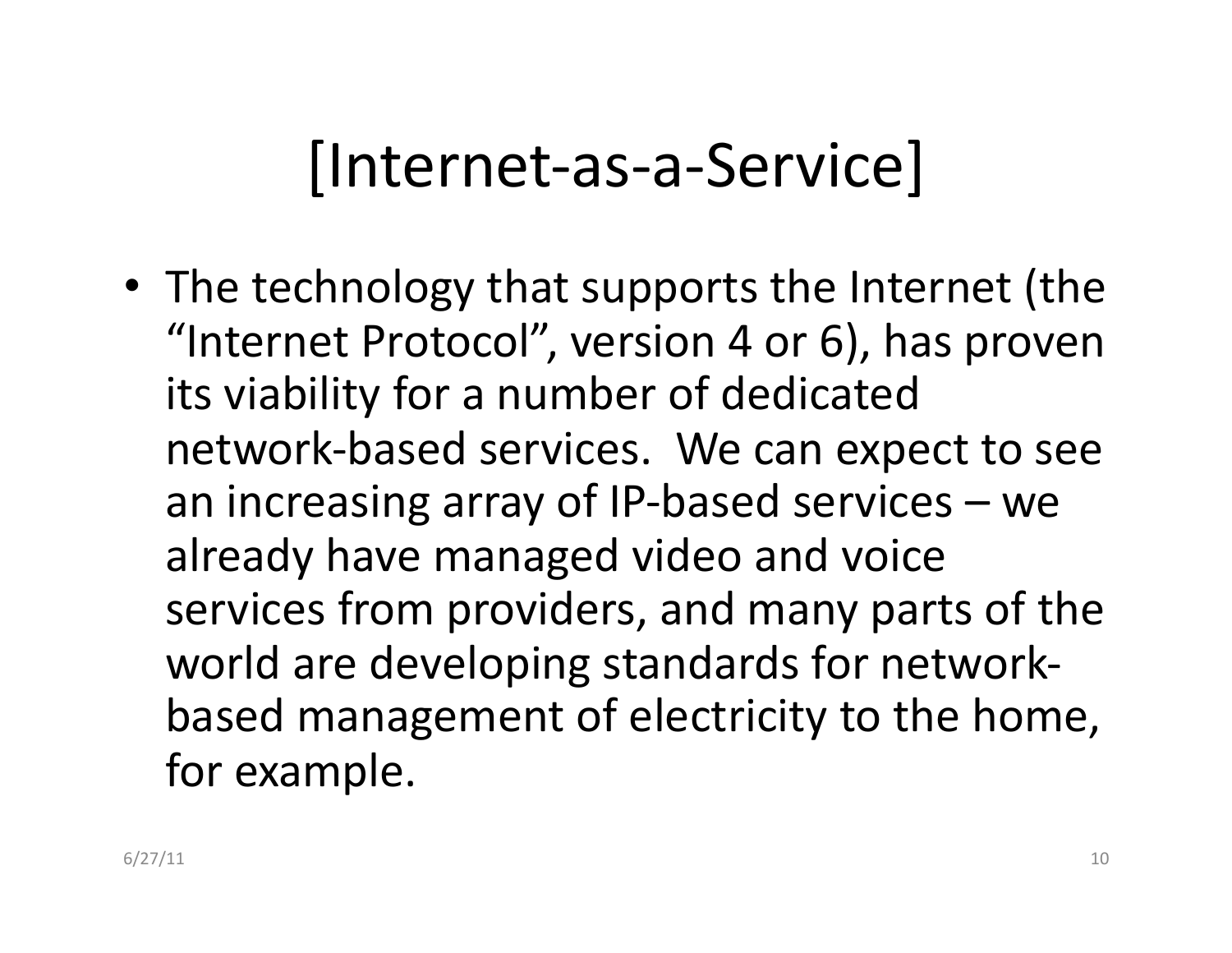# [Internet-as-a-Service]

- The technology that supports the Internet (the “Internet Protocol”, version 4 or 6), has proven its viability for a number of dedicated network-based services. We can expect to see an increasing array of IP-based services – we already have managed video and voice services from providers, and many parts of the world are developing standards for network-based management of electricity to the home, for example.

6/27/11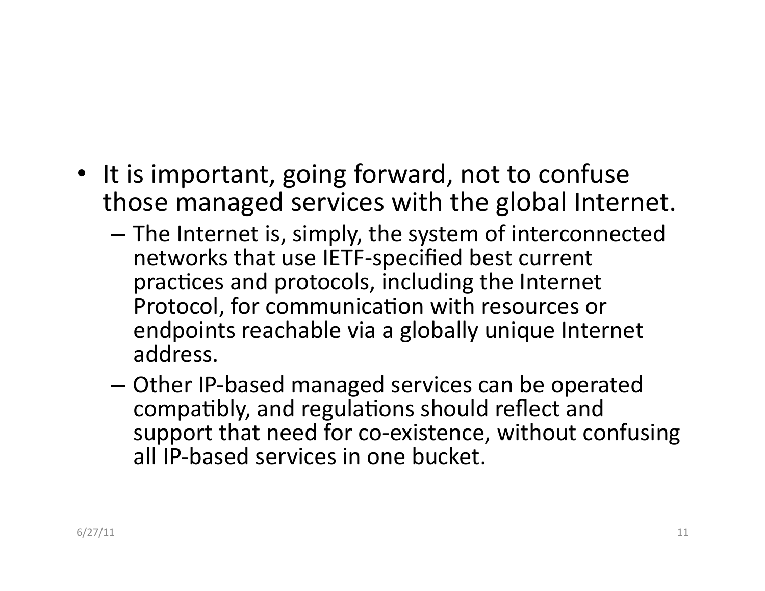- It is important, going forward, not to confuse those managed services with the global Internet.
  - The Internet is, simply, the system of interconnected networks that use IETF-specified best current practices and protocols, including the Internet Protocol, for communication with resources or endpoints reachable via a globally unique Internet address.
  - Other IP-based managed services can be operated compatibly, and regulations should reflect and support that need for co-existence, without confusing all IP-based services in one bucket.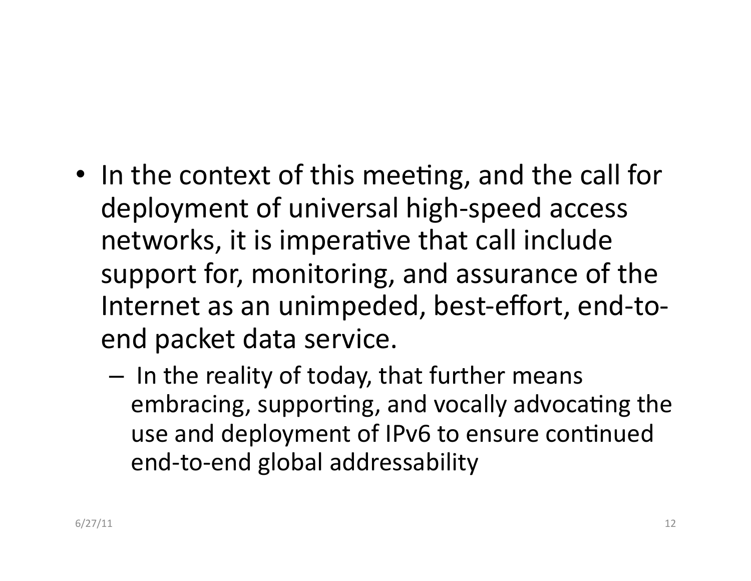- In the context of this meeting, and the call for deployment of universal high-speed access networks, it is imperative that call include support for, monitoring, and assurance of the Internet as an unimpeded, best-effort, end-to-end packet data service.
  - In the reality of today, that further means embracing, supporting, and vocally advocating the use and deployment of IPv6 to ensure continued end-to-end global addressability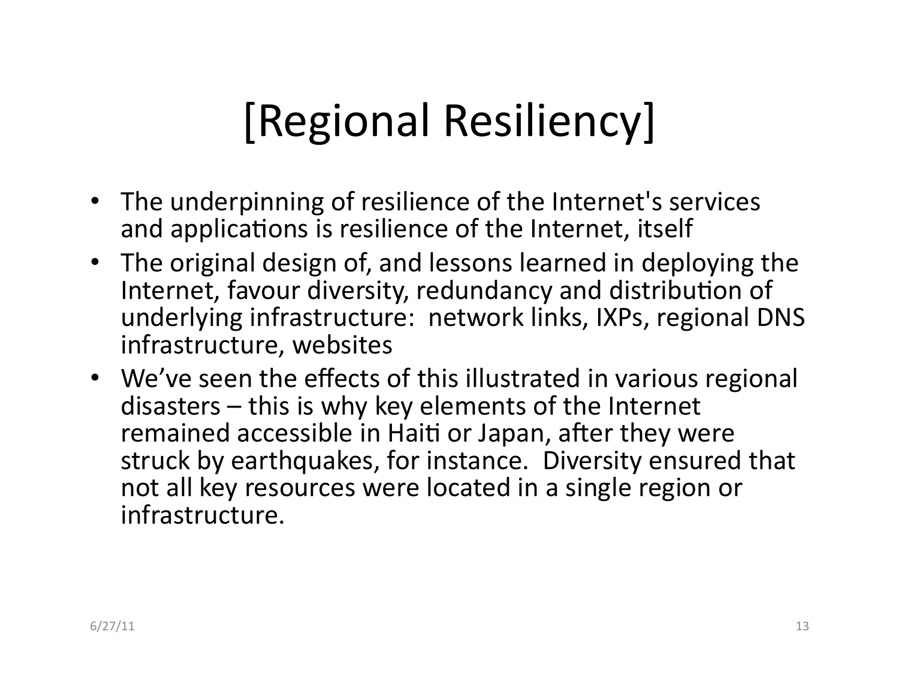# [Regional Resiliency]

- The underpinning of resilience of the Internet's services and applications is resilience of the Internet, itself
- The original design of, and lessons learned in deploying the Internet, favour diversity, redundancy and distribution of underlying infrastructure: network links, IXPs, regional DNS infrastructure, websites
- We've seen the effects of this illustrated in various regional disasters – this is why key elements of the Internet remained accessible in Haiti or Japan, after they were struck by earthquakes, for instance. Diversity ensured that not all key resources were located in a single region or infrastructure.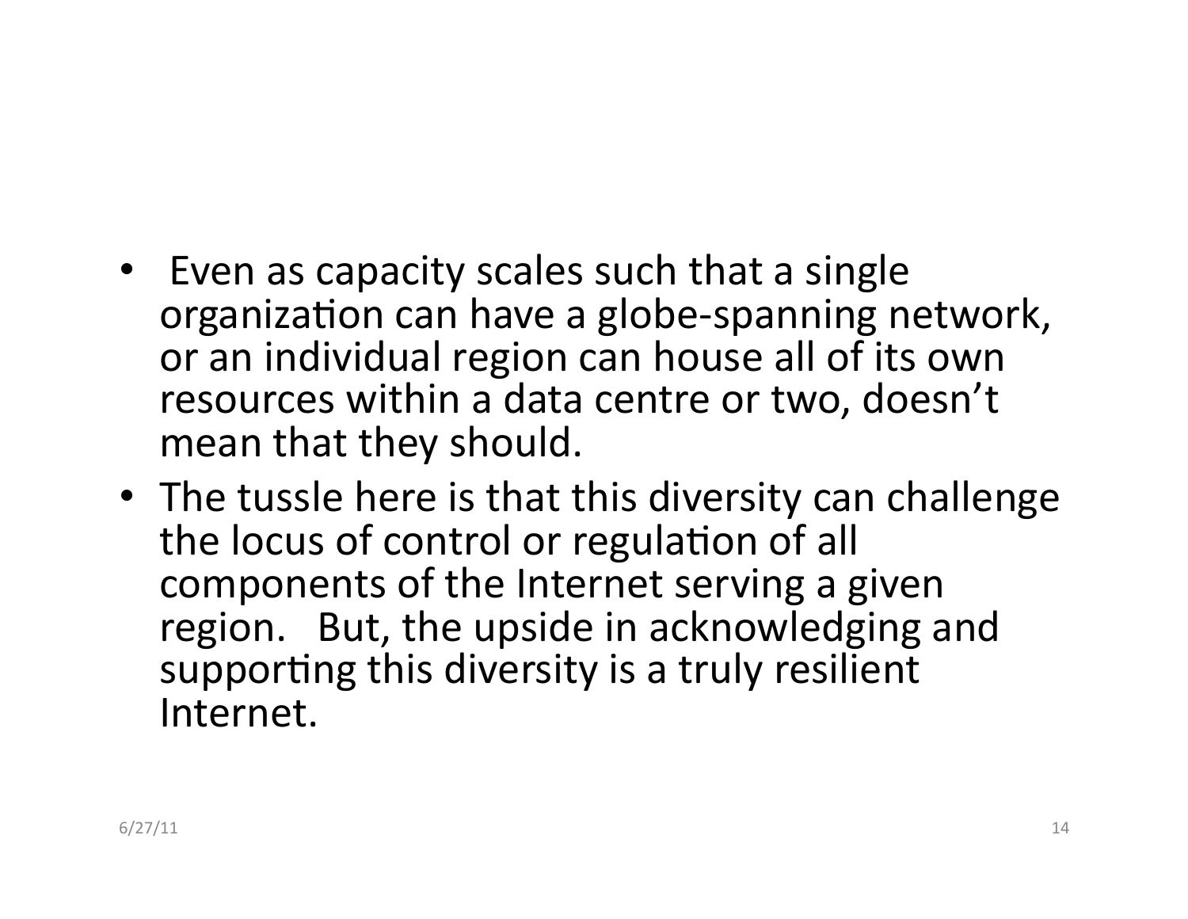- Even as capacity scales such that a single organization can have a globe-spanning network, or an individual region can house all of its own resources within a data centre or two, doesn't mean that they should.
- The tussle here is that this diversity can challenge the locus of control or regulation of all components of the Internet serving a given region. But, the upside in acknowledging and supporting this diversity is a truly resilient Internet.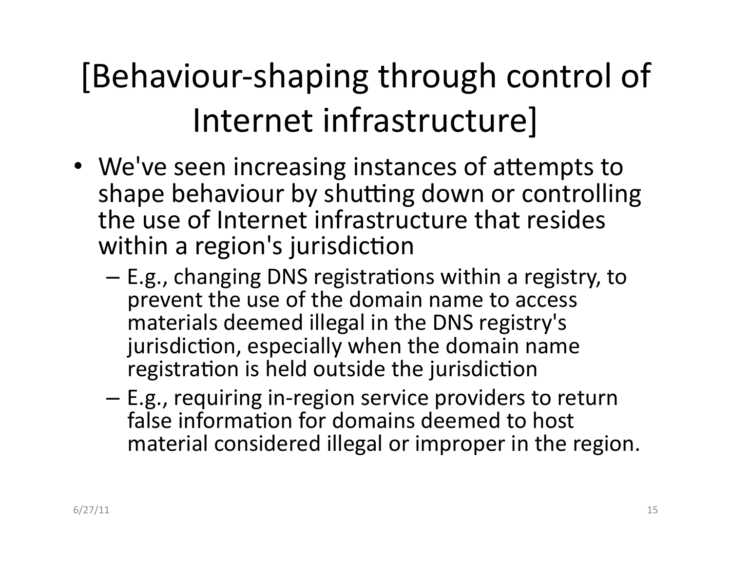# [Behaviour-shaping through control of Internet infrastructure]

- We've seen increasing instances of attempts to shape behaviour by shutting down or controlling the use of Internet infrastructure that resides within a region's jurisdiction
  - E.g., changing DNS registrations within a registry, to prevent the use of the domain name to access materials deemed illegal in the DNS registry's jurisdiction, especially when the domain name registration is held outside the jurisdiction
  - E.g., requiring in-region service providers to return false information for domains deemed to host material considered illegal or improper in the region.

6/27/11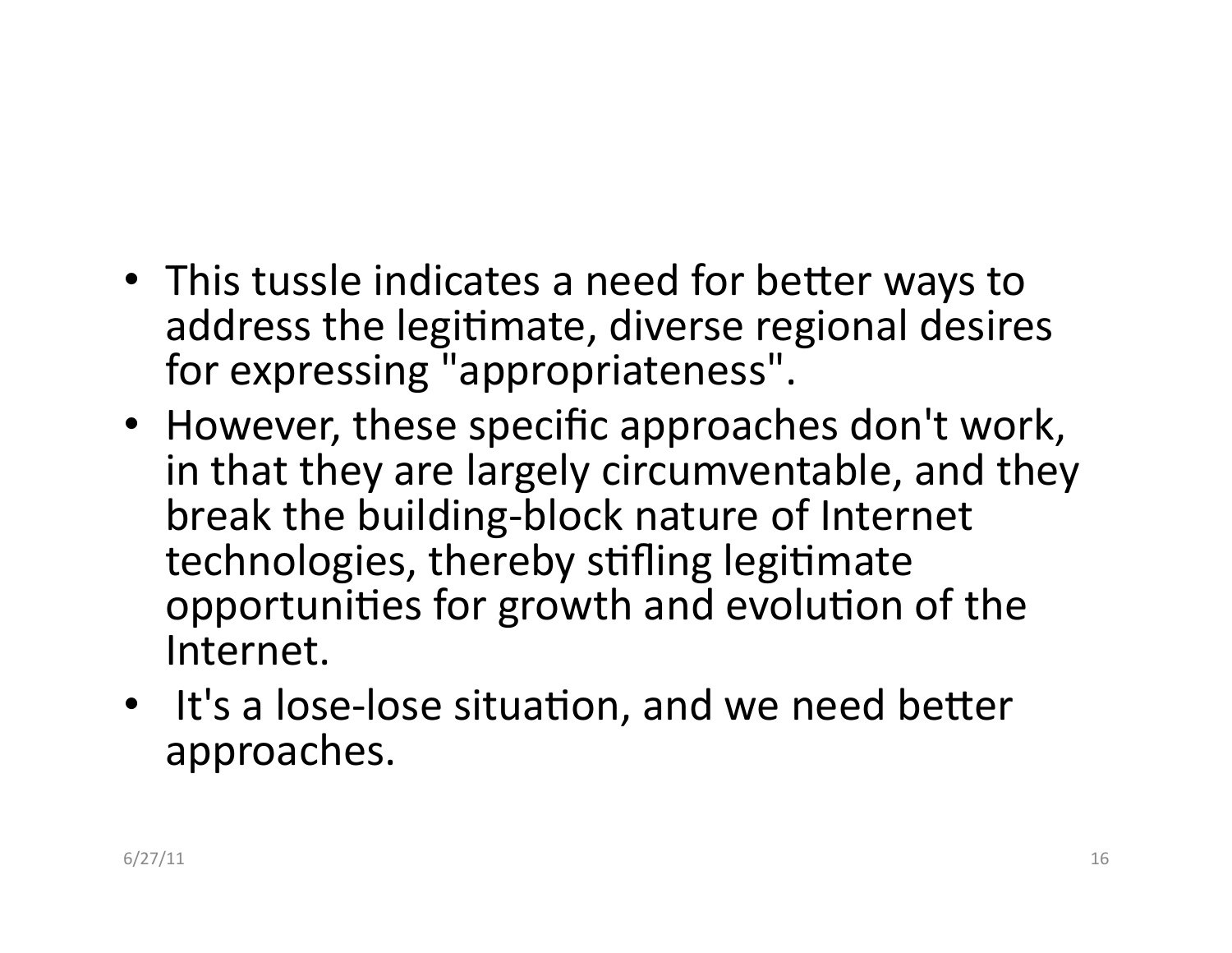- This tussle indicates a need for better ways to address the legitimate, diverse regional desires for expressing "appropriateness".
- However, these specific approaches don't work, in that they are largely circumventable, and they break the building-block nature of Internet technologies, thereby stifling legitimate opportunities for growth and evolution of the Internet.
- It's a lose-lose situation, and we need better approaches.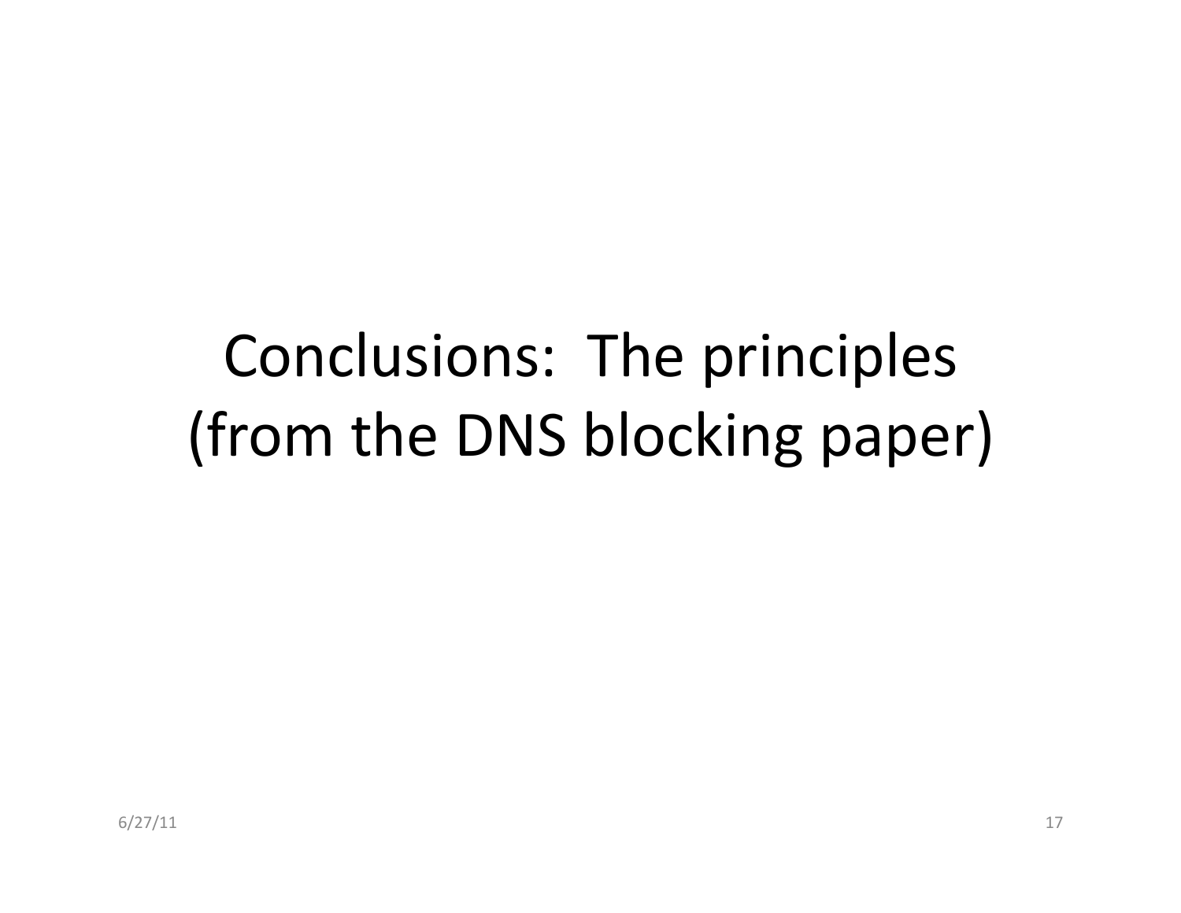# Conclusions: The principles (from the DNS blocking paper)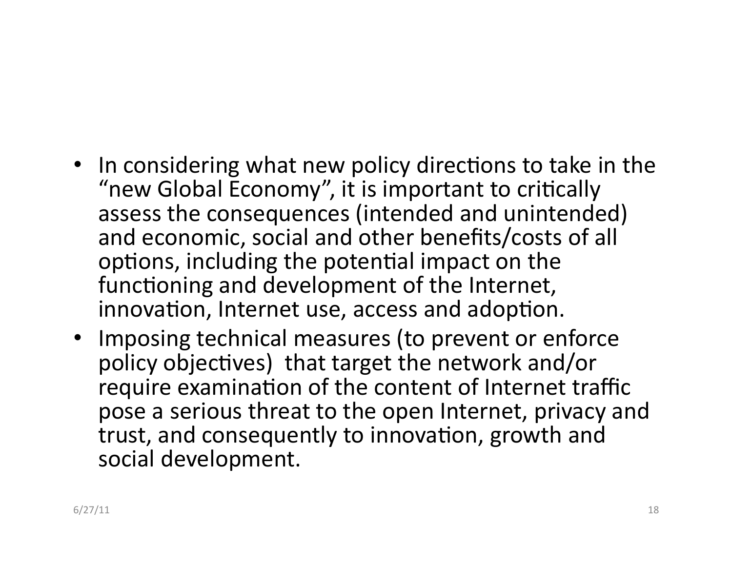- In considering what new policy directions to take in the "new Global Economy", it is important to critically assess the consequences (intended and unintended) and economic, social and other benefits/costs of all options, including the potential impact on the functioning and development of the Internet, innovation, Internet use, access and adoption.
- Imposing technical measures (to prevent or enforce policy objectives) that target the network and/or require examination of the content of Internet traffic pose a serious threat to the open Internet, privacy and trust, and consequently to innovation, growth and social development.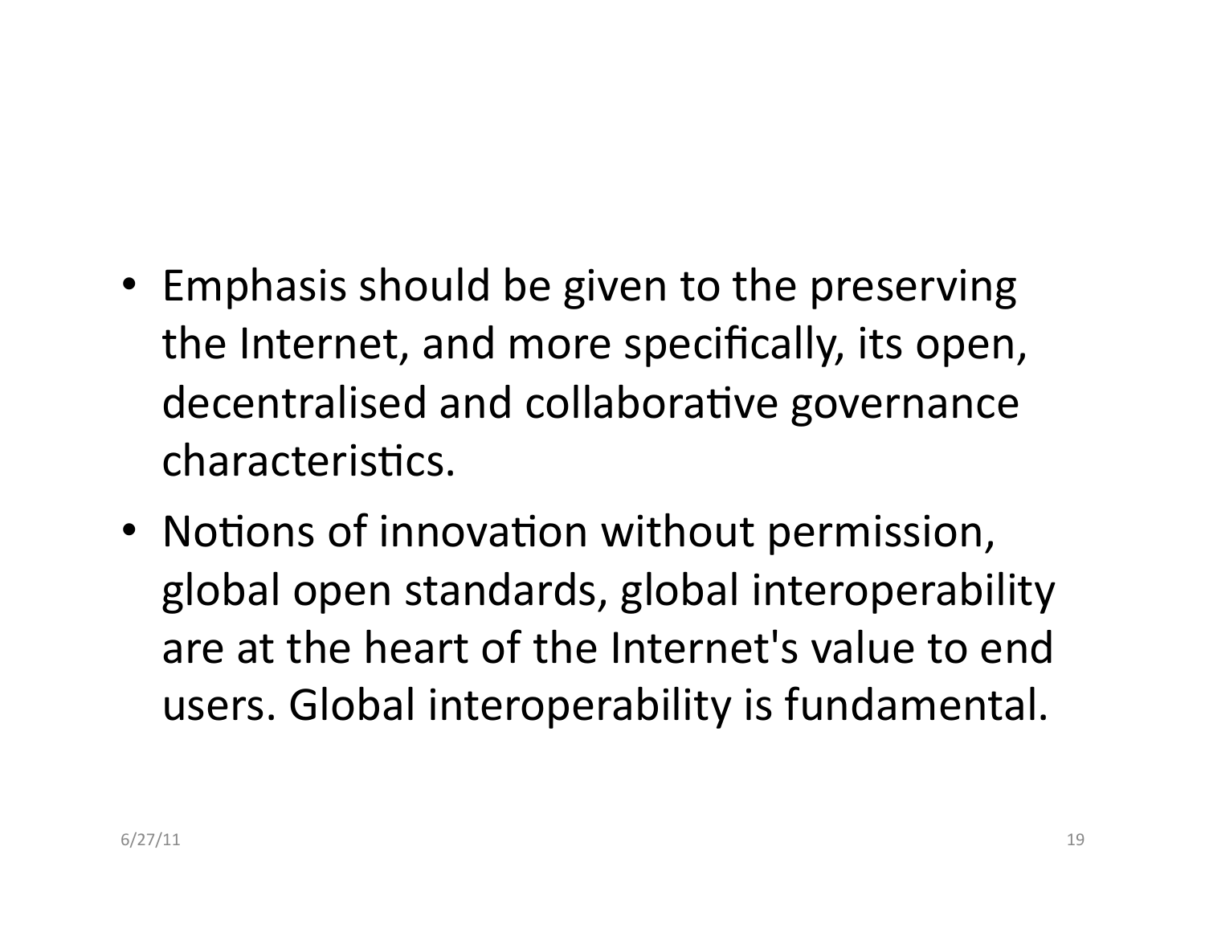- Emphasis should be given to the preserving the Internet, and more specifically, its open, decentralised and collaborative governance characteristics.
- Notions of innovation without permission, global open standards, global interoperability are at the heart of the Internet's value to end users. Global interoperability is fundamental.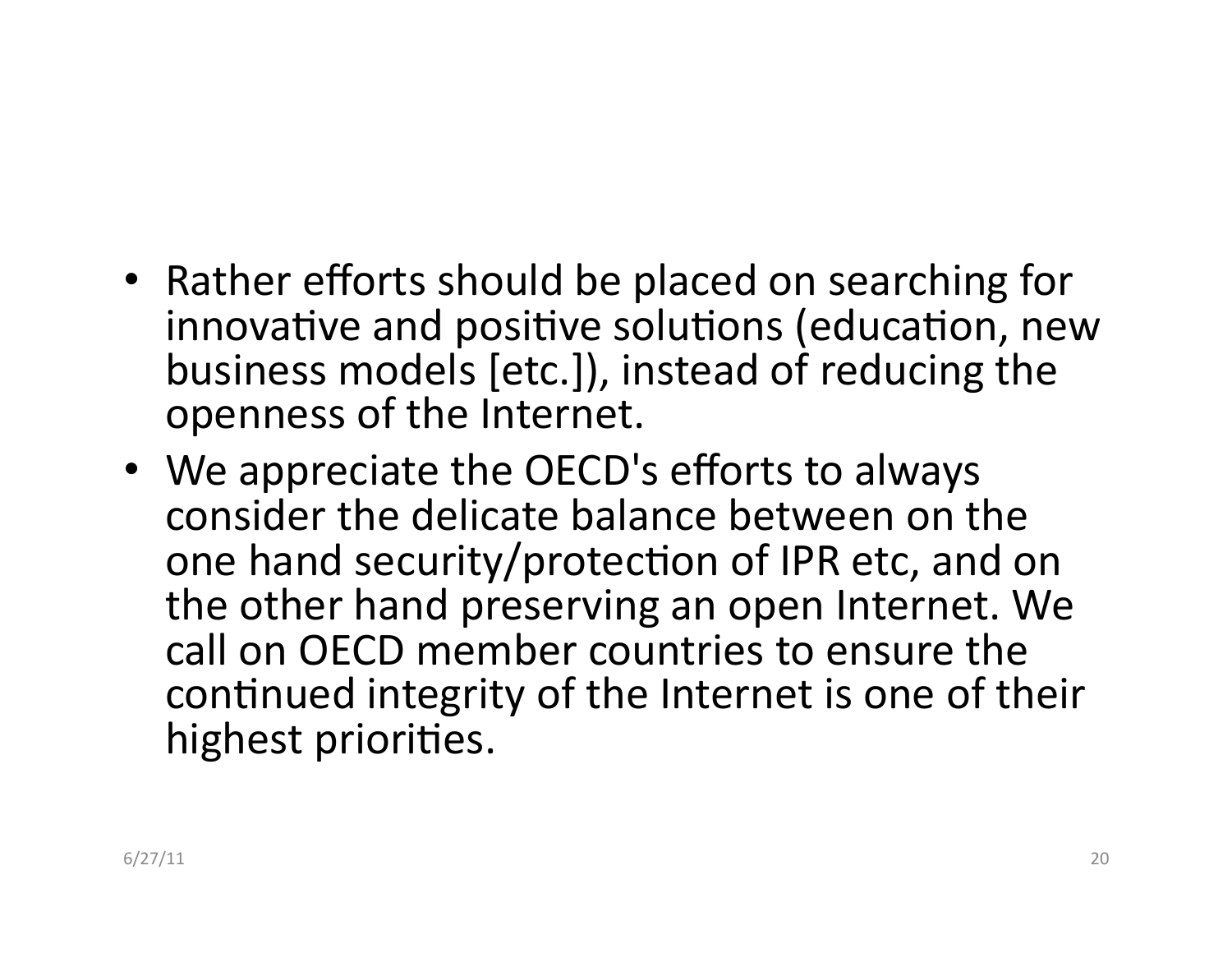- Rather efforts should be placed on searching for innovative and positive solutions (education, new business models [etc.]), instead of reducing the openness of the Internet.
- We appreciate the OECD's efforts to always consider the delicate balance between on the one hand security/protection of IPR etc, and on the other hand preserving an open Internet. We call on OECD member countries to ensure the continued integrity of the Internet is one of their highest priorities.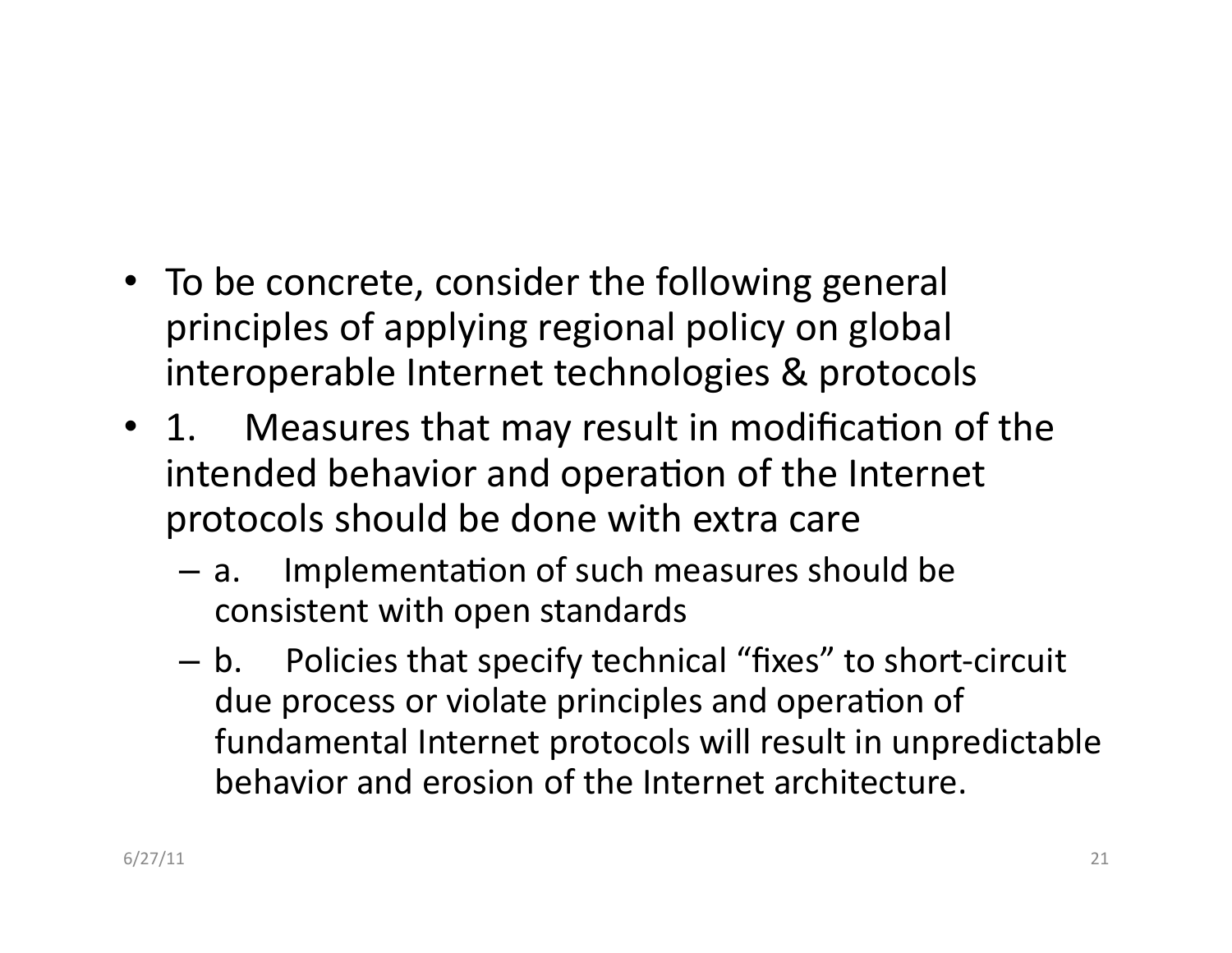- To be concrete, consider the following general principles of applying regional policy on global interoperable Internet technologies & protocols
- 1. Measures that may result in modification of the intended behavior and operation of the Internet protocols should be done with extra care
  - a. Implementation of such measures should be consistent with open standards
  - b. Policies that specify technical "fixes" to short-circuit due process or violate principles and operation of fundamental Internet protocols will result in unpredictable behavior and erosion of the Internet architecture.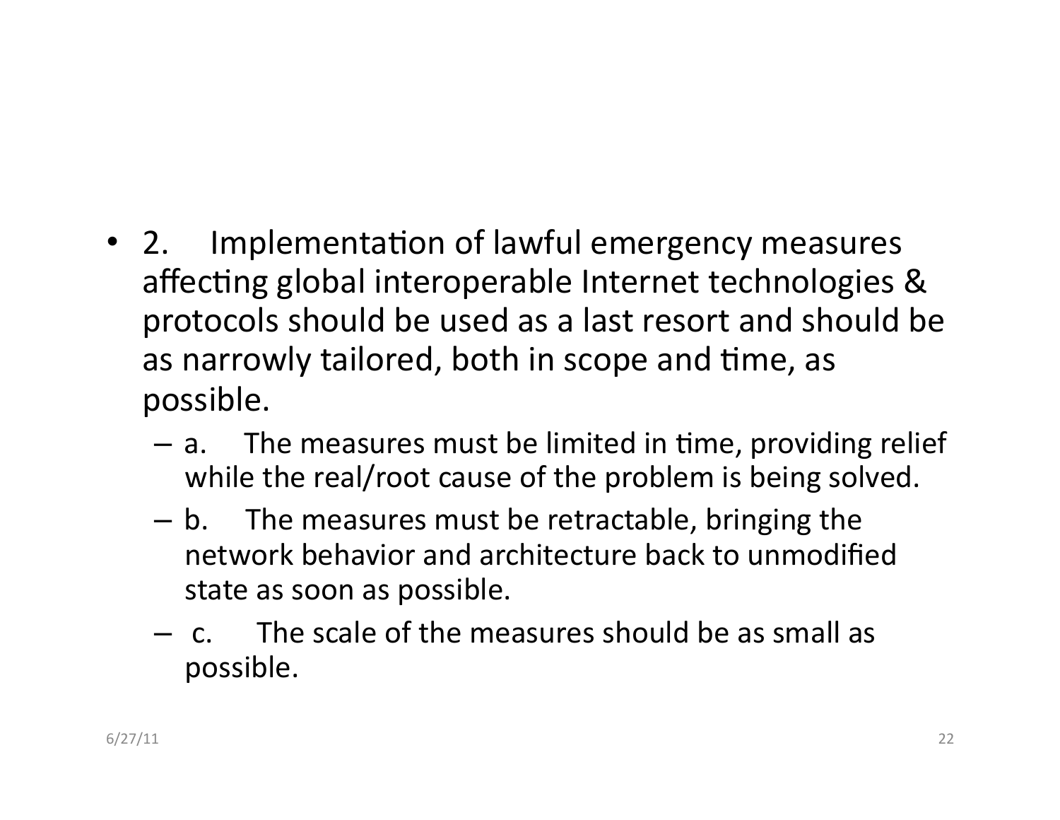- 2. Implementation of lawful emergency measures affecting global interoperable Internet technologies & protocols should be used as a last resort and should be as narrowly tailored, both in scope and time, as possible.
  - a. The measures must be limited in time, providing relief while the real/root cause of the problem is being solved.
  - b. The measures must be retractable, bringing the network behavior and architecture back to unmodified state as soon as possible.
  - c. The scale of the measures should be as small as possible.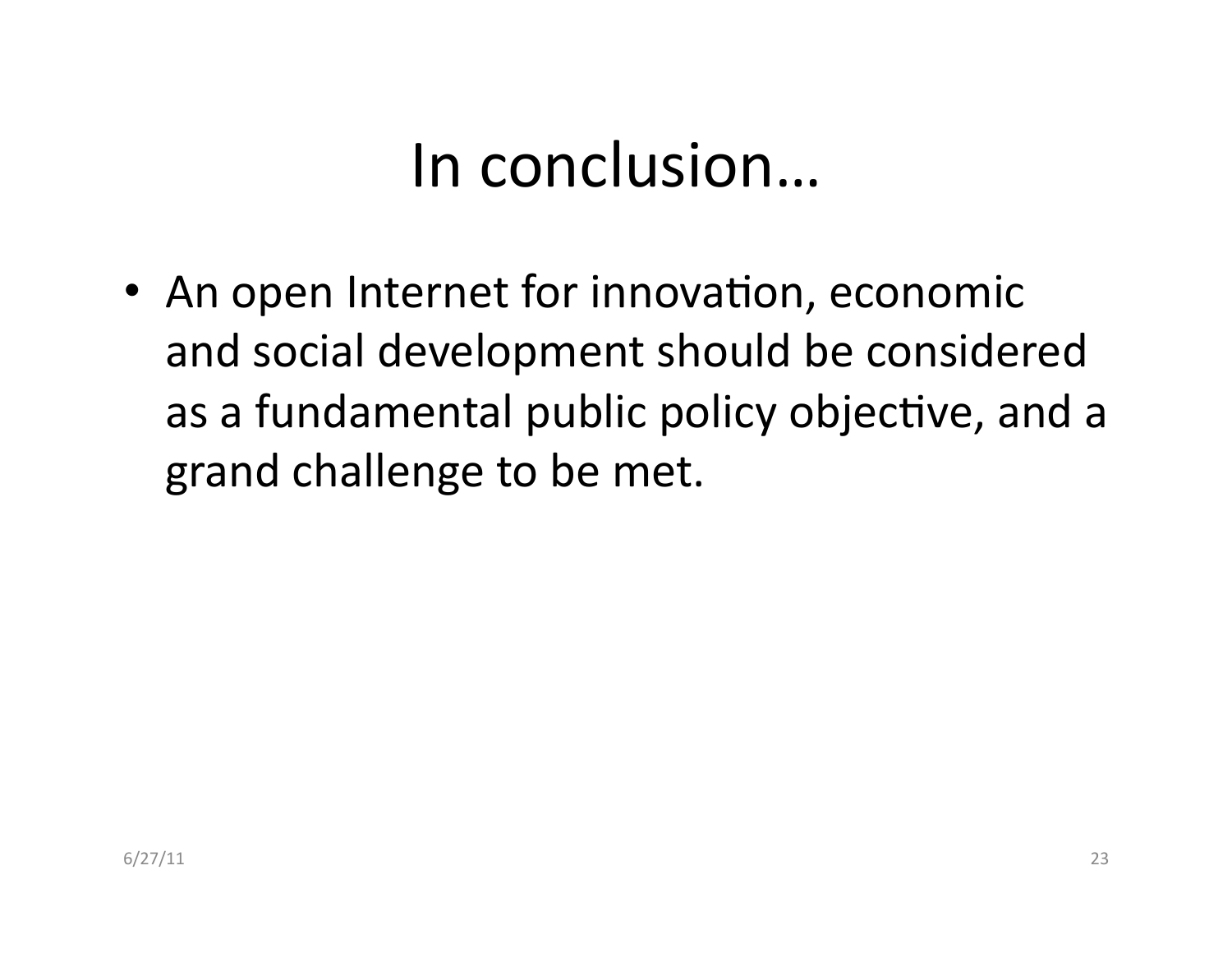# In conclusion…

- An open Internet for innovation, economic and social development should be considered as a fundamental public policy objective, and a grand challenge to be met.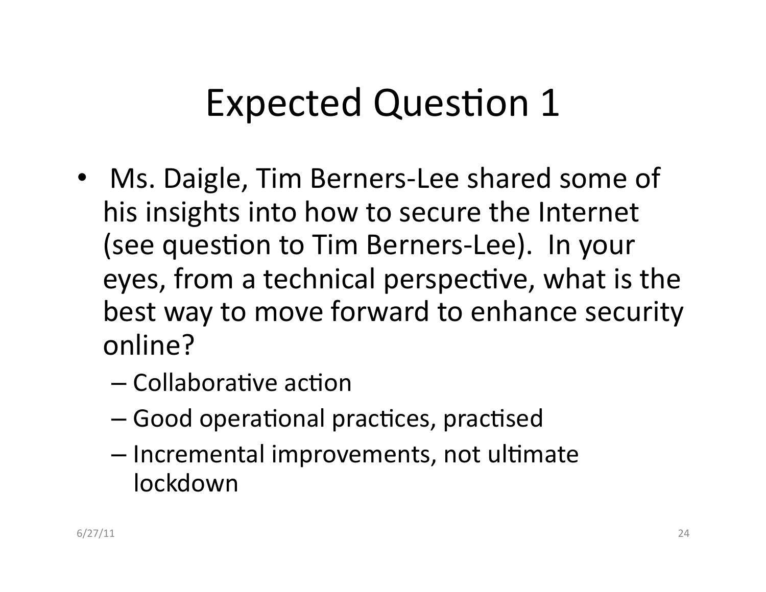# Expected Question 1

- Ms. Daigle, Tim Berners-Lee shared some of his insights into how to secure the Internet (see question to Tim Berners-Lee). In your eyes, from a technical perspective, what is the best way to move forward to enhance security online?
  - Collaborative action
  - Good operational practices, practised
  - Incremental improvements, not ultimate lockdown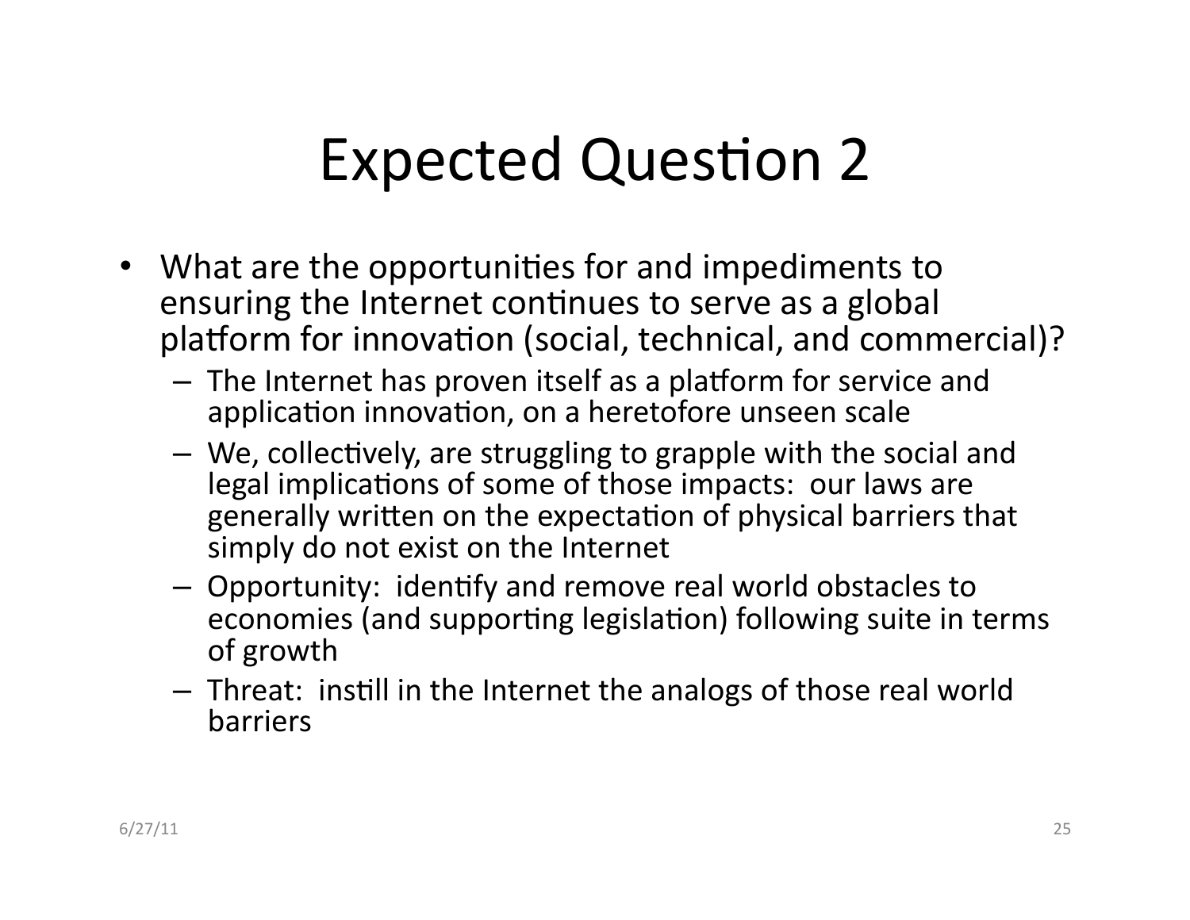# Expected Question 2

- What are the opportunities for and impediments to ensuring the Internet continues to serve as a global platform for innovation (social, technical, and commercial)?
  - The Internet has proven itself as a platform for service and application innovation, on a heretofore unseen scale
  - We, collectively, are struggling to grapple with the social and legal implications of some of those impacts: our laws are generally written on the expectation of physical barriers that simply do not exist on the Internet
  - Opportunity: identify and remove real world obstacles to economies (and supporting legislation) following suite in terms of growth
  - Threat: instill in the Internet the analogs of those real world barriers

6/27/11